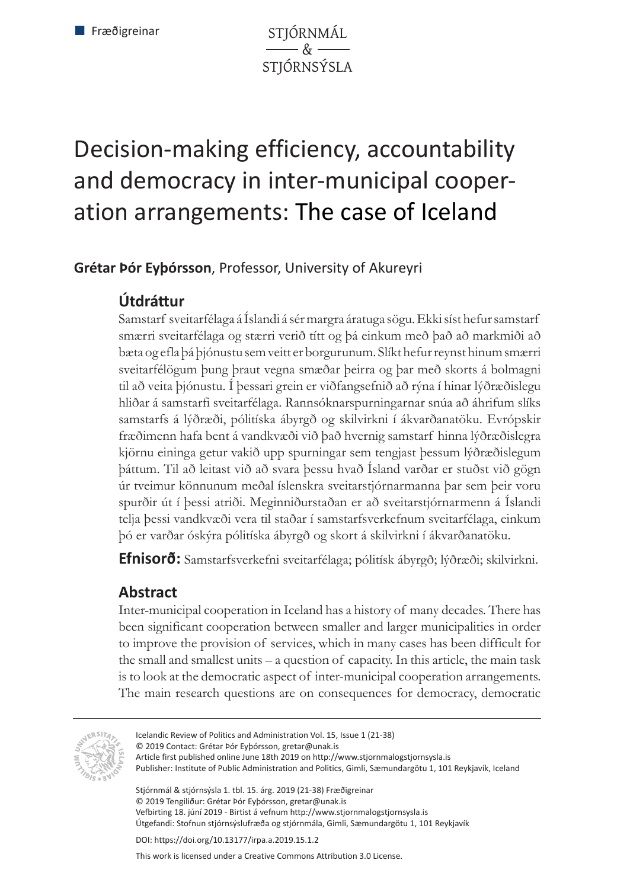Fræðigreinar

# Decision-making efficiency, accountability and democracy in inter-municipal cooperation arrangements: The case of Iceland

**Grétar Þór Eyþórsson**, Professor, University of Akureyri

## Útdráttur

Samstarf sveitarfélaga á Íslandi á sér margra áratuga sögu. Ekki síst hefur samstarf smærri sveitarfélaga og stærri verið títt og þá einkum með það að markmiði að bæta og efla þá þjónustu sem veitt er borgurunum. Slíkt hefur reynst hinum smærri sveitarfélögum þung þraut vegna smæðar þeirra og þar með skorts á bolmagni til að veita þjónustu. Í þessari grein er viðfangsefnið að rýna í hinar lýðræðislegu hliðar á samstarfi sveitarfélaga. Rannsóknarspurningarnar snúa að áhrifum slíks samstarfs á lýðræði, pólitíska ábyrgð og skilvirkni í ákvarðanatöku. Evrópskir fræðimenn hafa bent á vandkvæði við það hvernig samstarf hinna lýðræðislegra kjörnu eininga getur vakið upp spurningar sem tengjast þessum lýðræðislegum þáttum. Til að leitast við að svara þessu hvað Ísland varðar er stuðst við gögn úr tveimur könnunum meðal íslenskra sveitarstjórnarmanna þar sem þeir voru spurðir út í þessi atriði. Meginniðurstaðan er að sveitarstjórnarmenn á Íslandi telja þessi vandkvæði vera til staðar í samstarfsverkefnum sveitarfélaga, einkum þó er varðar óskýra pólitíska ábyrgð og skort á skilvirkni í ákvarðanatöku.

**Efnisorð:** Samstarfsverkefni sveitarfélaga; pólitísk ábyrgð; lýðræði; skilvirkni.

## Abstract

Inter-municipal cooperation in Iceland has a history of many decades. There has been significant cooperation between smaller and larger municipalities in order to improve the provision of services, which in many cases has been difficult for the small and smallest units – a question of capacity. In this article, the main task is to look at the democratic aspect of inter-municipal cooperation arrangements. The main research questions are on consequences for democracy, democratic

---

Icelandic Review of Politics and Administration Vol. 15, Issue 1 (21-38)
© 2019 Contact: Grétar Þór Eyþórsson, gretar@unak.is
Article first published online June 18th 2019 on http://www.stjornmalogstjornsysla.is
Publisher: Institute of Public Administration and Politics, Gimli, Sæmundargötu 1, 101 Reykjavík, Iceland

Stjórnmál & stjórnsýsla 1. tbl. 15. árg. 2019 (21-38) Fræðigreinar
© 2019 Tengiliður: Grétar Þór Eyþórsson, gretar@unak.is
Vefbirting 18. júní 2019 - Birtist á vefnum http://www.stjornmalogstjornsysla.is
Útgefandi: Stofnun stjórnsýslufræða og stjórnmála, Gimli, Sæmundargötu 1, 101 Reykjavík

DOI: https://doi.org/10.13177/irpa.a.2019.15.1.2

This work is licensed under a Creative Commons Attribution 3.0 License.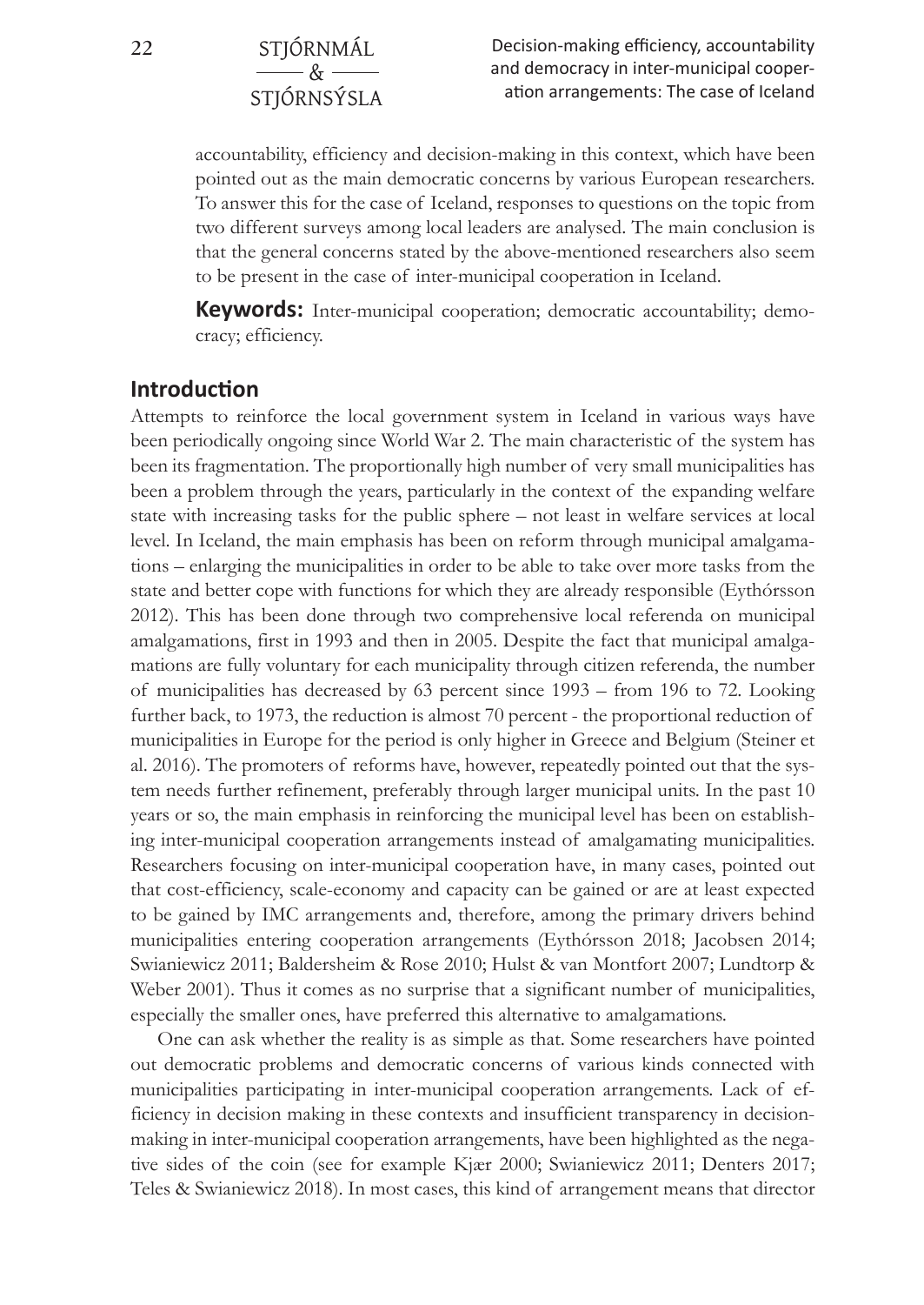accountability, efficiency and decision-making in this context, which have been pointed out as the main democratic concerns by various European researchers. To answer this for the case of Iceland, responses to questions on the topic from two different surveys among local leaders are analysed. The main conclusion is that the general concerns stated by the above-mentioned researchers also seem to be present in the case of inter-municipal cooperation in Iceland.

**Keywords:** Inter-municipal cooperation; democratic accountability; democracy; efficiency.

## Introduction

Attempts to reinforce the local government system in Iceland in various ways have been periodically ongoing since World War 2. The main characteristic of the system has been its fragmentation. The proportionally high number of very small municipalities has been a problem through the years, particularly in the context of the expanding welfare state with increasing tasks for the public sphere – not least in welfare services at local level. In Iceland, the main emphasis has been on reform through municipal amalgamations – enlarging the municipalities in order to be able to take over more tasks from the state and better cope with functions for which they are already responsible (Eythórsson 2012). This has been done through two comprehensive local referenda on municipal amalgamations, first in 1993 and then in 2005. Despite the fact that municipal amalgamations are fully voluntary for each municipality through citizen referenda, the number of municipalities has decreased by 63 percent since 1993 – from 196 to 72. Looking further back, to 1973, the reduction is almost 70 percent - the proportional reduction of municipalities in Europe for the period is only higher in Greece and Belgium (Steiner et al. 2016). The promoters of reforms have, however, repeatedly pointed out that the system needs further refinement, preferably through larger municipal units. In the past 10 years or so, the main emphasis in reinforcing the municipal level has been on establishing inter-municipal cooperation arrangements instead of amalgamating municipalities. Researchers focusing on inter-municipal cooperation have, in many cases, pointed out that cost-efficiency, scale-economy and capacity can be gained or are at least expected to be gained by IMC arrangements and, therefore, among the primary drivers behind municipalities entering cooperation arrangements (Eythórsson 2018; Jacobsen 2014; Swianiewicz 2011; Baldersheim & Rose 2010; Hulst & van Montfort 2007; Lundtorp & Weber 2001). Thus it comes as no surprise that a significant number of municipalities, especially the smaller ones, have preferred this alternative to amalgamations.

One can ask whether the reality is as simple as that. Some researchers have pointed out democratic problems and democratic concerns of various kinds connected with municipalities participating in inter-municipal cooperation arrangements. Lack of efficiency in decision making in these contexts and insufficient transparency in decision-making in inter-municipal cooperation arrangements, have been highlighted as the negative sides of the coin (see for example Kjær 2000; Swianiewicz 2011; Denters 2017; Teles & Swianiewicz 2018). In most cases, this kind of arrangement means that director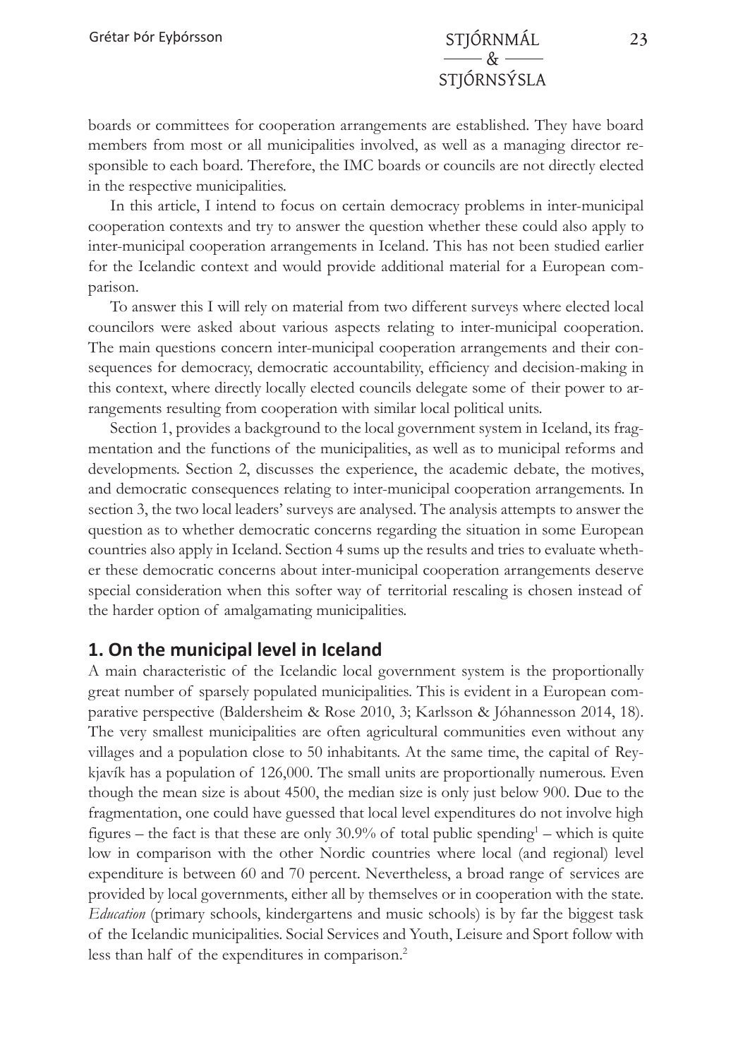boards or committees for cooperation arrangements are established. They have board members from most or all municipalities involved, as well as a managing director responsible to each board. Therefore, the IMC boards or councils are not directly elected in the respective municipalities.

In this article, I intend to focus on certain democracy problems in inter-municipal cooperation contexts and try to answer the question whether these could also apply to inter-municipal cooperation arrangements in Iceland. This has not been studied earlier for the Icelandic context and would provide additional material for a European comparison.

To answer this I will rely on material from two different surveys where elected local councilors were asked about various aspects relating to inter-municipal cooperation. The main questions concern inter-municipal cooperation arrangements and their consequences for democracy, democratic accountability, efficiency and decision-making in this context, where directly locally elected councils delegate some of their power to arrangements resulting from cooperation with similar local political units.

Section 1, provides a background to the local government system in Iceland, its fragmentation and the functions of the municipalities, as well as to municipal reforms and developments. Section 2, discusses the experience, the academic debate, the motives, and democratic consequences relating to inter-municipal cooperation arrangements. In section 3, the two local leaders' surveys are analysed. The analysis attempts to answer the question as to whether democratic concerns regarding the situation in some European countries also apply in Iceland. Section 4 sums up the results and tries to evaluate whether these democratic concerns about inter-municipal cooperation arrangements deserve special consideration when this softer way of territorial rescaling is chosen instead of the harder option of amalgamating municipalities.

## 1. On the municipal level in Iceland

A main characteristic of the Icelandic local government system is the proportionally great number of sparsely populated municipalities. This is evident in a European comparative perspective (Baldersheim & Rose 2010, 3; Karlsson & Jóhannesson 2014, 18). The very smallest municipalities are often agricultural communities even without any villages and a population close to 50 inhabitants. At the same time, the capital of Reykjavík has a population of 126,000. The small units are proportionally numerous. Even though the mean size is about 4500, the median size is only just below 900. Due to the fragmentation, one could have guessed that local level expenditures do not involve high figures – the fact is that these are only 30.9% of total public spending[1] – which is quite low in comparison with the other Nordic countries where local (and regional) level expenditure is between 60 and 70 percent. Nevertheless, a broad range of services are provided by local governments, either all by themselves or in cooperation with the state. *Education* (primary schools, kindergartens and music schools) is by far the biggest task of the Icelandic municipalities. Social Services and Youth, Leisure and Sport follow with less than half of the expenditures in comparison.[2]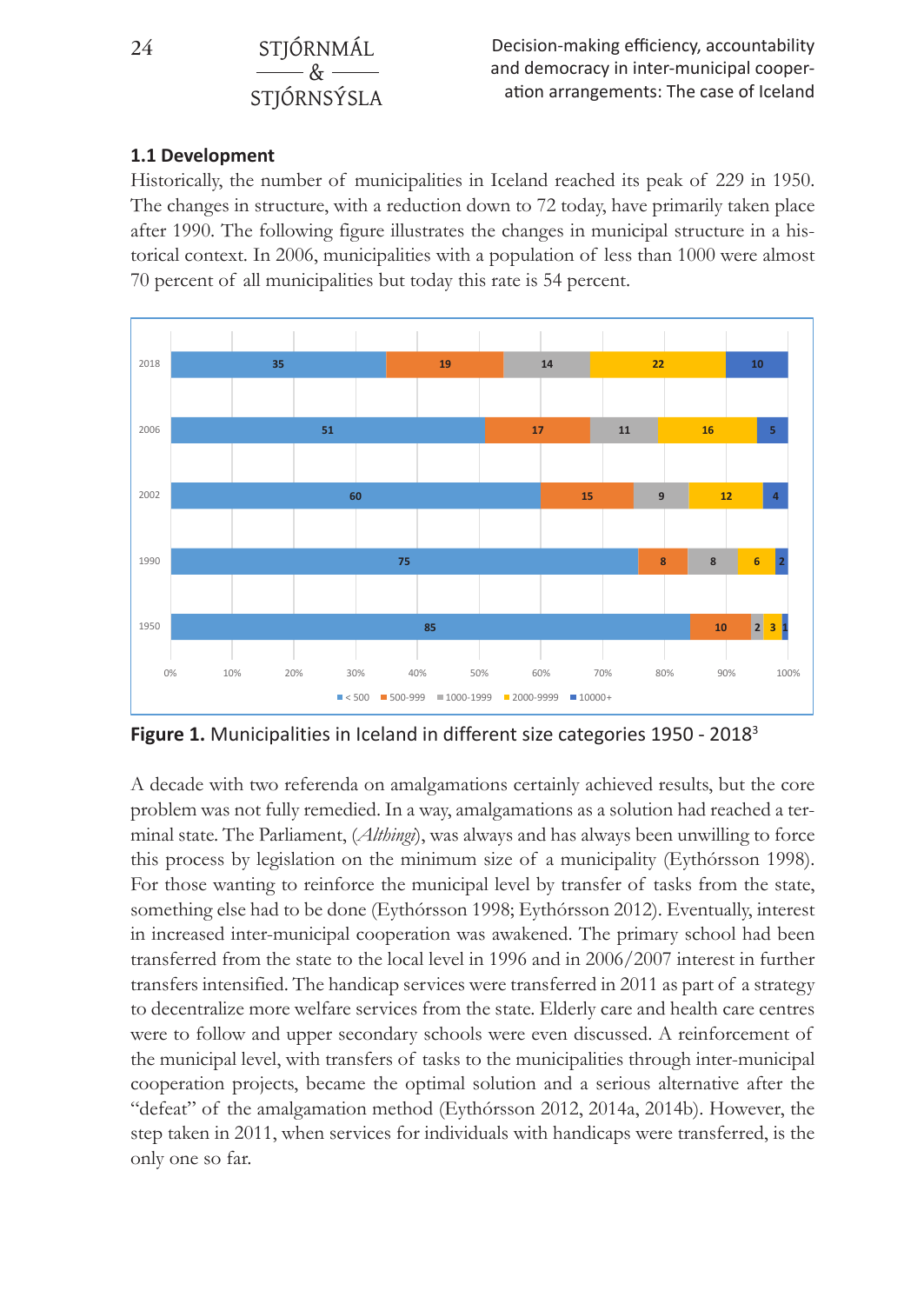## 1.1 Development

Historically, the number of municipalities in Iceland reached its peak of 229 in 1950. The changes in structure, with a reduction down to 72 today, have primarily taken place after 1990. The following figure illustrates the changes in municipal structure in a historical context. In 2006, municipalities with a population of less than 1000 were almost 70 percent of all municipalities but today this rate is 54 percent.

| Year | < 500 | 500-999 | 1000-1999 | 2000-9999 | 10000+ |
|---|---|---|---|---|---|
| 2018 | 35 | 19 | 14 | 22 | 10 |
| 2006 | 51 | 17 | 11 | 16 | 5 |
| 2002 | 60 | 15 | 9 | 12 | 4 |
| 1990 | 75 | 8 | 8 | 6 | 2 |
| 1950 | 85 | 10 | 2 | 3 | 1 |

**Figure 1.** Municipalities in Iceland in different size categories 1950 - 2018[3]

A decade with two referenda on amalgamations certainly achieved results, but the core problem was not fully remedied. In a way, amalgamations as a solution had reached a terminal state. The Parliament, (*Althingi*), was always and has always been unwilling to force this process by legislation on the minimum size of a municipality (Eythórsson 1998). For those wanting to reinforce the municipal level by transfer of tasks from the state, something else had to be done (Eythórsson 1998; Eythórsson 2012). Eventually, interest in increased inter-municipal cooperation was awakened. The primary school had been transferred from the state to the local level in 1996 and in 2006/2007 interest in further transfers intensified. The handicap services were transferred in 2011 as part of a strategy to decentralize more welfare services from the state. Elderly care and health care centres were to follow and upper secondary schools were even discussed. A reinforcement of the municipal level, with transfers of tasks to the municipalities through inter-municipal cooperation projects, became the optimal solution and a serious alternative after the "defeat" of the amalgamation method (Eythórsson 2012, 2014a, 2014b). However, the step taken in 2011, when services for individuals with handicaps were transferred, is the only one so far.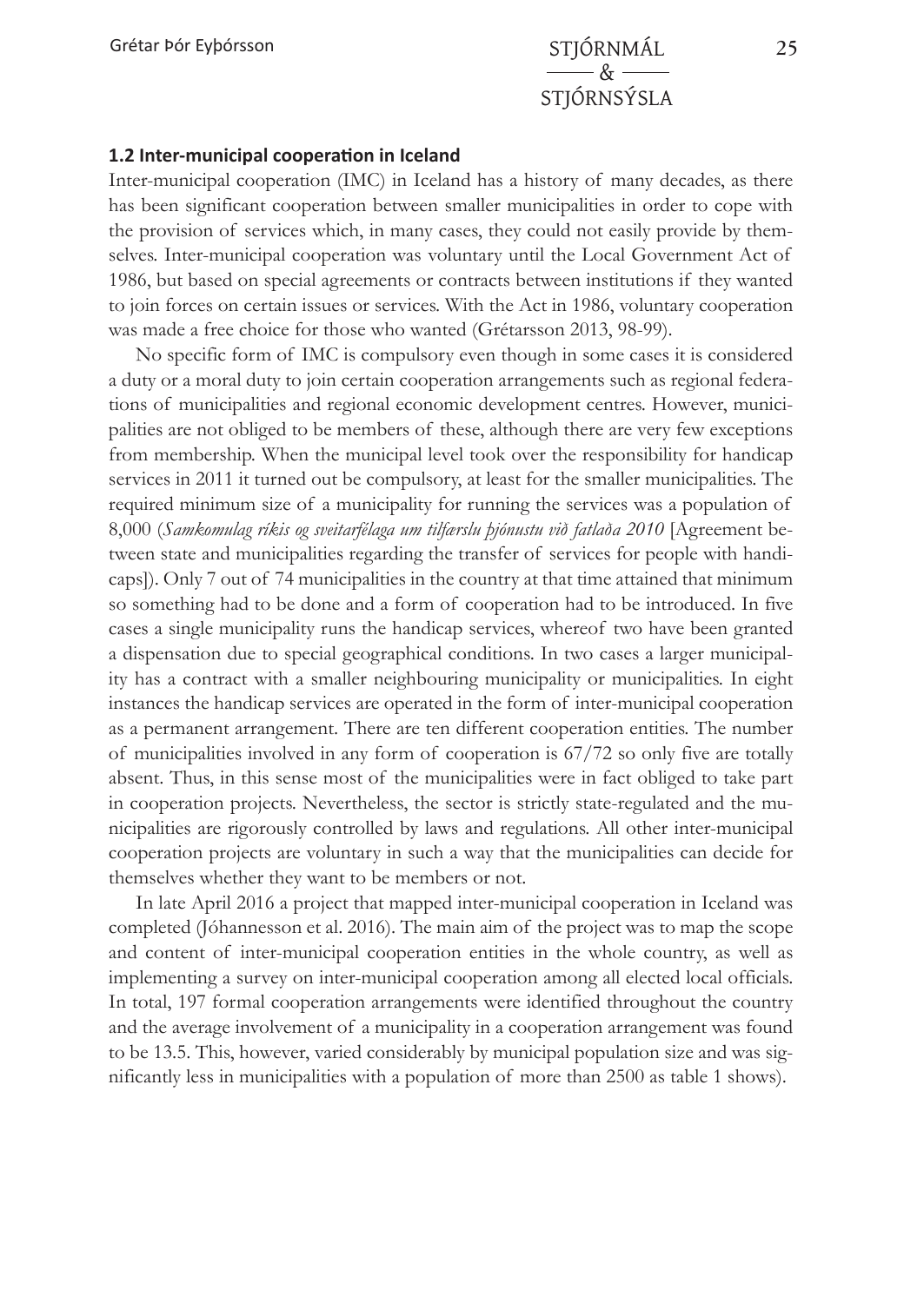### 1.2 Inter-municipal cooperation in Iceland

Inter-municipal cooperation (IMC) in Iceland has a history of many decades, as there has been significant cooperation between smaller municipalities in order to cope with the provision of services which, in many cases, they could not easily provide by themselves. Inter-municipal cooperation was voluntary until the Local Government Act of 1986, but based on special agreements or contracts between institutions if they wanted to join forces on certain issues or services. With the Act in 1986, voluntary cooperation was made a free choice for those who wanted (Grétarsson 2013, 98-99).

No specific form of IMC is compulsory even though in some cases it is considered a duty or a moral duty to join certain cooperation arrangements such as regional federations of municipalities and regional economic development centres. However, municipalities are not obliged to be members of these, although there are very few exceptions from membership. When the municipal level took over the responsibility for handicap services in 2011 it turned out be compulsory, at least for the smaller municipalities. The required minimum size of a municipality for running the services was a population of 8,000 (*Samkomulag ríkis og sveitarfélaga um tilfærslu þjónustu við fatlaða 2010* [Agreement between state and municipalities regarding the transfer of services for people with handicaps]). Only 7 out of 74 municipalities in the country at that time attained that minimum so something had to be done and a form of cooperation had to be introduced. In five cases a single municipality runs the handicap services, whereof two have been granted a dispensation due to special geographical conditions. In two cases a larger municipality has a contract with a smaller neighbouring municipality or municipalities. In eight instances the handicap services are operated in the form of inter-municipal cooperation as a permanent arrangement. There are ten different cooperation entities. The number of municipalities involved in any form of cooperation is 67/72 so only five are totally absent. Thus, in this sense most of the municipalities were in fact obliged to take part in cooperation projects. Nevertheless, the sector is strictly state-regulated and the municipalities are rigorously controlled by laws and regulations. All other inter-municipal cooperation projects are voluntary in such a way that the municipalities can decide for themselves whether they want to be members or not.

In late April 2016 a project that mapped inter-municipal cooperation in Iceland was completed (Jóhannesson et al. 2016). The main aim of the project was to map the scope and content of inter-municipal cooperation entities in the whole country, as well as implementing a survey on inter-municipal cooperation among all elected local officials. In total, 197 formal cooperation arrangements were identified throughout the country and the average involvement of a municipality in a cooperation arrangement was found to be 13.5. This, however, varied considerably by municipal population size and was significantly less in municipalities with a population of more than 2500 as table 1 shows).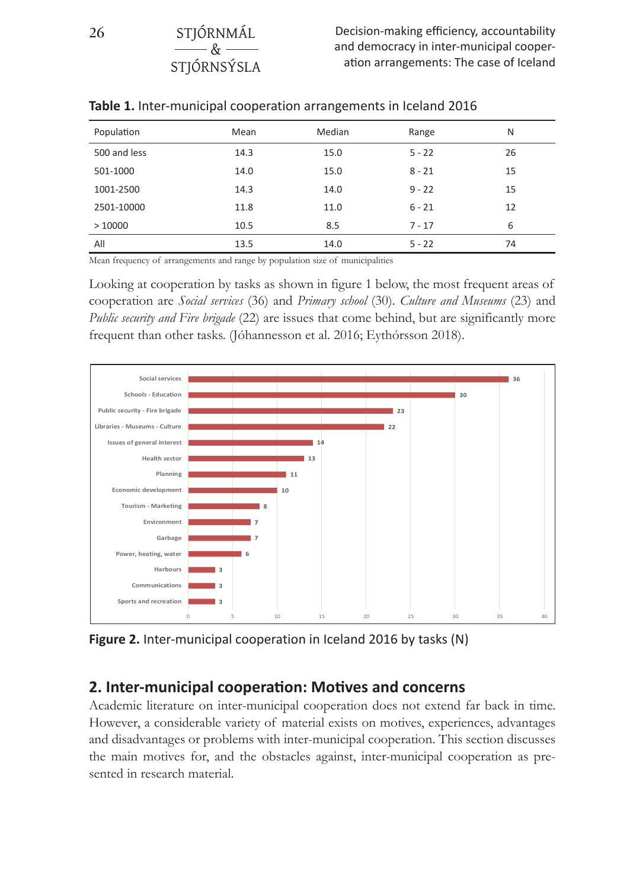**Table 1.** Inter-municipal cooperation arrangements in Iceland 2016

| Population | Mean | Median | Range | N |
|---|---|---|---|---|
| 500 and less | 14.3 | 15.0 | 5 - 22 | 26 |
| 501-1000 | 14.0 | 15.0 | 8 - 21 | 15 |
| 1001-2500 | 14.3 | 14.0 | 9 - 22 | 15 |
| 2501-10000 | 11.8 | 11.0 | 6 - 21 | 12 |
| > 10000 | 10.5 | 8.5 | 7 - 17 | 6 |
| All | 13.5 | 14.0 | 5 - 22 | 74 |

Mean frequency of arrangements and range by population size of municipalities

Looking at cooperation by tasks as shown in figure 1 below, the most frequent areas of cooperation are *Social services* (36) and *Primary school* (30). *Culture and Museums* (23) and *Public security and Fire brigade* (22) are issues that come behind, but are significantly more frequent than other tasks. (Jóhannesson et al. 2016; Eythórsson 2018).

| Task | N |
|---|---|
| Social services | 36 |
| Schools - Education | 30 |
| Public security - Fire brigade | 23 |
| Libraries - Museums - Culture | 22 |
| Issues of general interest | 14 |
| Health sector | 13 |
| Planning | 11 |
| Economic development | 10 |
| Tourism - Marketing | 8 |
| Environment | 7 |
| Garbage | 7 |
| Power, heating, water | 6 |
| Harbours | 3 |
| Communications | 3 |
| Sports and recreation | 3 |

**Figure 2.** Inter-municipal cooperation in Iceland 2016 by tasks (N)

## 2. Inter-municipal cooperation: Motives and concerns

Academic literature on inter-municipal cooperation does not extend far back in time. However, a considerable variety of material exists on motives, experiences, advantages and disadvantages or problems with inter-municipal cooperation. This section discusses the main motives for, and the obstacles against, inter-municipal cooperation as presented in research material.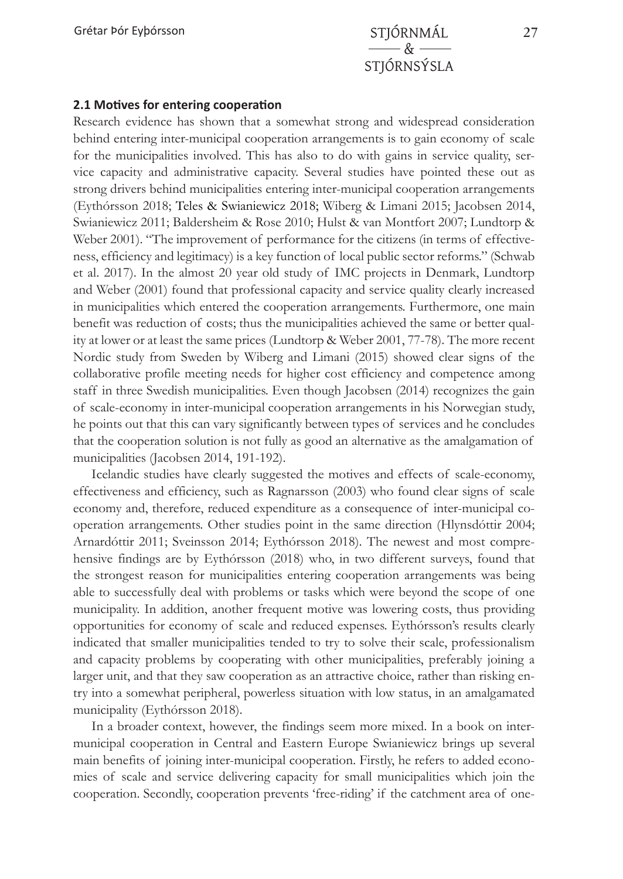### 2.1 Motives for entering cooperation

Research evidence has shown that a somewhat strong and widespread consideration behind entering inter-municipal cooperation arrangements is to gain economy of scale for the municipalities involved. This has also to do with gains in service quality, service capacity and administrative capacity. Several studies have pointed these out as strong drivers behind municipalities entering inter-municipal cooperation arrangements (Eythórsson 2018; Teles & Swianiewicz 2018; Wiberg & Limani 2015; Jacobsen 2014, Swianiewicz 2011; Baldersheim & Rose 2010; Hulst & van Montfort 2007; Lundtorp & Weber 2001). "The improvement of performance for the citizens (in terms of effectiveness, efficiency and legitimacy) is a key function of local public sector reforms." (Schwab et al. 2017). In the almost 20 year old study of IMC projects in Denmark, Lundtorp and Weber (2001) found that professional capacity and service quality clearly increased in municipalities which entered the cooperation arrangements. Furthermore, one main benefit was reduction of costs; thus the municipalities achieved the same or better quality at lower or at least the same prices (Lundtorp & Weber 2001, 77-78). The more recent Nordic study from Sweden by Wiberg and Limani (2015) showed clear signs of the collaborative profile meeting needs for higher cost efficiency and competence among staff in three Swedish municipalities. Even though Jacobsen (2014) recognizes the gain of scale-economy in inter-municipal cooperation arrangements in his Norwegian study, he points out that this can vary significantly between types of services and he concludes that the cooperation solution is not fully as good an alternative as the amalgamation of municipalities (Jacobsen 2014, 191-192).

Icelandic studies have clearly suggested the motives and effects of scale-economy, effectiveness and efficiency, such as Ragnarsson (2003) who found clear signs of scale economy and, therefore, reduced expenditure as a consequence of inter-municipal cooperation arrangements. Other studies point in the same direction (Hlynsdóttir 2004; Arnardóttir 2011; Sveinsson 2014; Eythórsson 2018). The newest and most comprehensive findings are by Eythórsson (2018) who, in two different surveys, found that the strongest reason for municipalities entering cooperation arrangements was being able to successfully deal with problems or tasks which were beyond the scope of one municipality. In addition, another frequent motive was lowering costs, thus providing opportunities for economy of scale and reduced expenses. Eythórsson's results clearly indicated that smaller municipalities tended to try to solve their scale, professionalism and capacity problems by cooperating with other municipalities, preferably joining a larger unit, and that they saw cooperation as an attractive choice, rather than risking entry into a somewhat peripheral, powerless situation with low status, in an amalgamated municipality (Eythórsson 2018).

In a broader context, however, the findings seem more mixed. In a book on inter-municipal cooperation in Central and Eastern Europe Swianiewicz brings up several main benefits of joining inter-municipal cooperation. Firstly, he refers to added economies of scale and service delivering capacity for small municipalities which join the cooperation. Secondly, cooperation prevents 'free-riding' if the catchment area of one-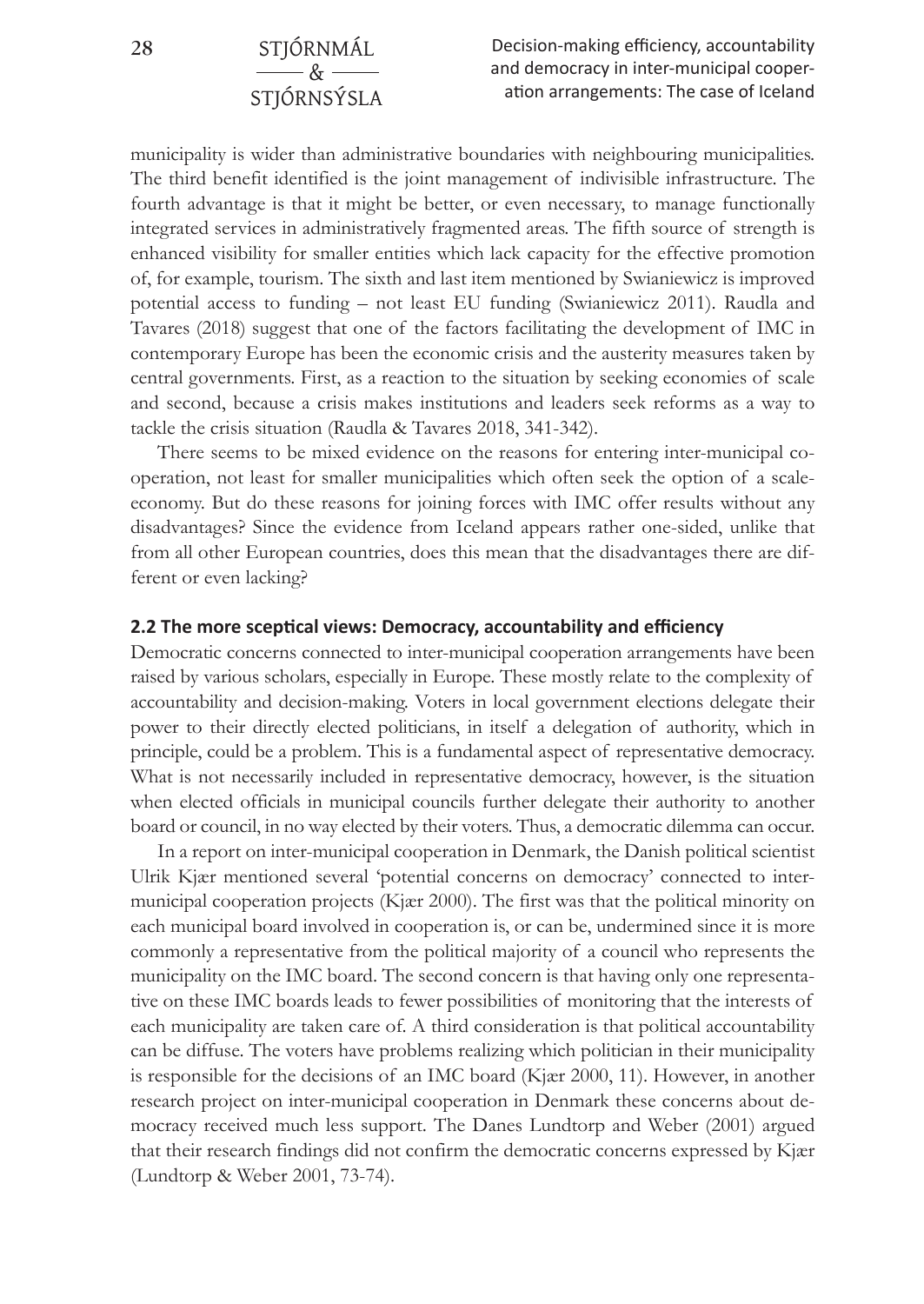municipality is wider than administrative boundaries with neighbouring municipalities. The third benefit identified is the joint management of indivisible infrastructure. The fourth advantage is that it might be better, or even necessary, to manage functionally integrated services in administratively fragmented areas. The fifth source of strength is enhanced visibility for smaller entities which lack capacity for the effective promotion of, for example, tourism. The sixth and last item mentioned by Swianiewicz is improved potential access to funding – not least EU funding (Swianiewicz 2011). Raudla and Tavares (2018) suggest that one of the factors facilitating the development of IMC in contemporary Europe has been the economic crisis and the austerity measures taken by central governments. First, as a reaction to the situation by seeking economies of scale and second, because a crisis makes institutions and leaders seek reforms as a way to tackle the crisis situation (Raudla & Tavares 2018, 341-342).

There seems to be mixed evidence on the reasons for entering inter-municipal cooperation, not least for smaller municipalities which often seek the option of a scale-economy. But do these reasons for joining forces with IMC offer results without any disadvantages? Since the evidence from Iceland appears rather one-sided, unlike that from all other European countries, does this mean that the disadvantages there are different or even lacking?

### 2.2 The more sceptical views: Democracy, accountability and efficiency

Democratic concerns connected to inter-municipal cooperation arrangements have been raised by various scholars, especially in Europe. These mostly relate to the complexity of accountability and decision-making. Voters in local government elections delegate their power to their directly elected politicians, in itself a delegation of authority, which in principle, could be a problem. This is a fundamental aspect of representative democracy. What is not necessarily included in representative democracy, however, is the situation when elected officials in municipal councils further delegate their authority to another board or council, in no way elected by their voters. Thus, a democratic dilemma can occur.

In a report on inter-municipal cooperation in Denmark, the Danish political scientist Ulrik Kjær mentioned several 'potential concerns on democracy' connected to inter-municipal cooperation projects (Kjær 2000). The first was that the political minority on each municipal board involved in cooperation is, or can be, undermined since it is more commonly a representative from the political majority of a council who represents the municipality on the IMC board. The second concern is that having only one representative on these IMC boards leads to fewer possibilities of monitoring that the interests of each municipality are taken care of. A third consideration is that political accountability can be diffuse. The voters have problems realizing which politician in their municipality is responsible for the decisions of an IMC board (Kjær 2000, 11). However, in another research project on inter-municipal cooperation in Denmark these concerns about democracy received much less support. The Danes Lundtorp and Weber (2001) argued that their research findings did not confirm the democratic concerns expressed by Kjær (Lundtorp & Weber 2001, 73-74).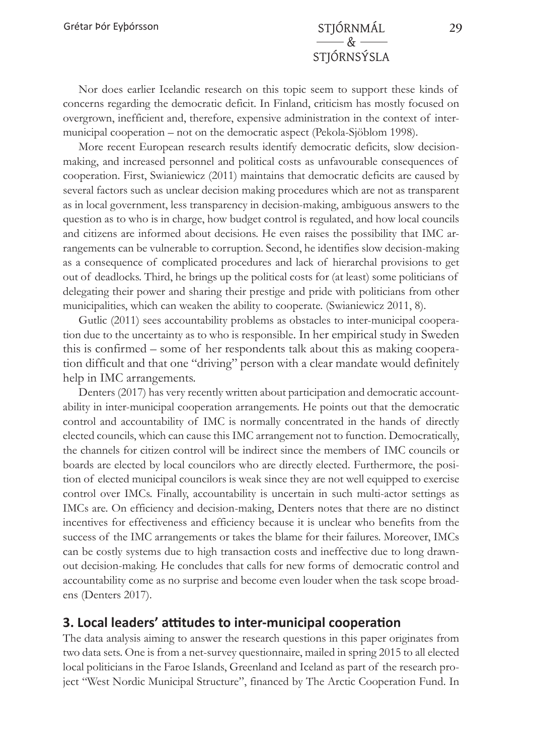Nor does earlier Icelandic research on this topic seem to support these kinds of concerns regarding the democratic deficit. In Finland, criticism has mostly focused on overgrown, inefficient and, therefore, expensive administration in the context of inter-municipal cooperation – not on the democratic aspect (Pekola-Sjöblom 1998).

More recent European research results identify democratic deficits, slow decision-making, and increased personnel and political costs as unfavourable consequences of cooperation. First, Swianiewicz (2011) maintains that democratic deficits are caused by several factors such as unclear decision making procedures which are not as transparent as in local government, less transparency in decision-making, ambiguous answers to the question as to who is in charge, how budget control is regulated, and how local councils and citizens are informed about decisions. He even raises the possibility that IMC arrangements can be vulnerable to corruption. Second, he identifies slow decision-making as a consequence of complicated procedures and lack of hierarchal provisions to get out of deadlocks. Third, he brings up the political costs for (at least) some politicians of delegating their power and sharing their prestige and pride with politicians from other municipalities, which can weaken the ability to cooperate. (Swianiewicz 2011, 8).

Gutlic (2011) sees accountability problems as obstacles to inter-municipal cooperation due to the uncertainty as to who is responsible. In her empirical study in Sweden this is confirmed – some of her respondents talk about this as making cooperation difficult and that one "driving" person with a clear mandate would definitely help in IMC arrangements.

Denters (2017) has very recently written about participation and democratic accountability in inter-municipal cooperation arrangements. He points out that the democratic control and accountability of IMC is normally concentrated in the hands of directly elected councils, which can cause this IMC arrangement not to function. Democratically, the channels for citizen control will be indirect since the members of IMC councils or boards are elected by local councilors who are directly elected. Furthermore, the position of elected municipal councilors is weak since they are not well equipped to exercise control over IMCs. Finally, accountability is uncertain in such multi-actor settings as IMCs are. On efficiency and decision-making, Denters notes that there are no distinct incentives for effectiveness and efficiency because it is unclear who benefits from the success of the IMC arrangements or takes the blame for their failures. Moreover, IMCs can be costly systems due to high transaction costs and ineffective due to long drawn-out decision-making. He concludes that calls for new forms of democratic control and accountability come as no surprise and become even louder when the task scope broadens (Denters 2017).

## 3. Local leaders' attitudes to inter-municipal cooperation

The data analysis aiming to answer the research questions in this paper originates from two data sets. One is from a net-survey questionnaire, mailed in spring 2015 to all elected local politicians in the Faroe Islands, Greenland and Iceland as part of the research project "West Nordic Municipal Structure", financed by The Arctic Cooperation Fund. In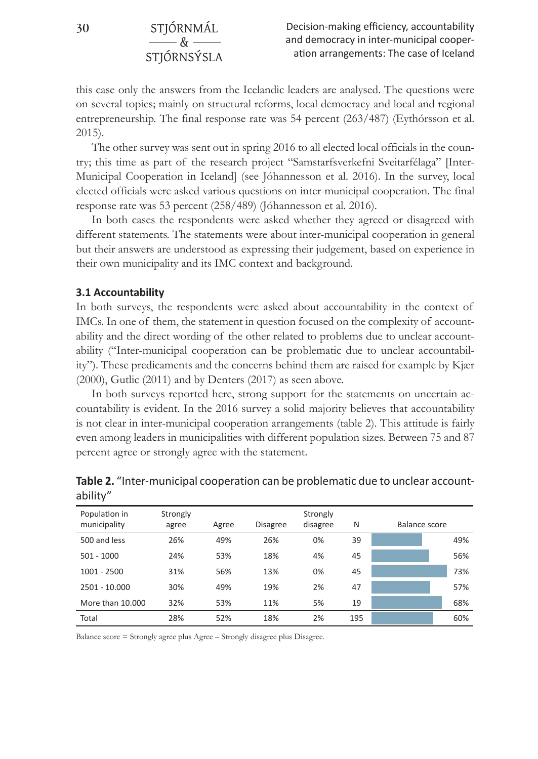this case only the answers from the Icelandic leaders are analysed. The questions were on several topics; mainly on structural reforms, local democracy and local and regional entrepreneurship. The final response rate was 54 percent (263/487) (Eythórsson et al. 2015).

The other survey was sent out in spring 2016 to all elected local officials in the country; this time as part of the research project "Samstarfsverkefni Sveitarfélaga" [Inter-Municipal Cooperation in Iceland] (see Jóhannesson et al. 2016). In the survey, local elected officials were asked various questions on inter-municipal cooperation. The final response rate was 53 percent (258/489) (Jóhannesson et al. 2016).

In both cases the respondents were asked whether they agreed or disagreed with different statements. The statements were about inter-municipal cooperation in general but their answers are understood as expressing their judgement, based on experience in their own municipality and its IMC context and background.

### 3.1 Accountability

In both surveys, the respondents were asked about accountability in the context of IMCs. In one of them, the statement in question focused on the complexity of accountability and the direct wording of the other related to problems due to unclear accountability ("Inter-municipal cooperation can be problematic due to unclear accountability"). These predicaments and the concerns behind them are raised for example by Kjær (2000), Gutlic (2011) and by Denters (2017) as seen above.

In both surveys reported here, strong support for the statements on uncertain accountability is evident. In the 2016 survey a solid majority believes that accountability is not clear in inter-municipal cooperation arrangements (table 2). This attitude is fairly even among leaders in municipalities with different population sizes. Between 75 and 87 percent agree or strongly agree with the statement.

**Table 2.** "Inter-municipal cooperation can be problematic due to unclear accountability"

| Population in municipality | Strongly agree | Agree | Disagree | Strongly disagree | N | Balance score |
|---|---|---|---|---|---|---|
| 500 and less | 26% | 49% | 26% | 0% | 39 | 49% |
| 501 - 1000 | 24% | 53% | 18% | 4% | 45 | 56% |
| 1001 - 2500 | 31% | 56% | 13% | 0% | 45 | 73% |
| 2501 - 10.000 | 30% | 49% | 19% | 2% | 47 | 57% |
| More than 10.000 | 32% | 53% | 11% | 5% | 19 | 68% |
| Total | 28% | 52% | 18% | 2% | 195 | 60% |

Balance score = Strongly agree plus Agree – Strongly disagree plus Disagree.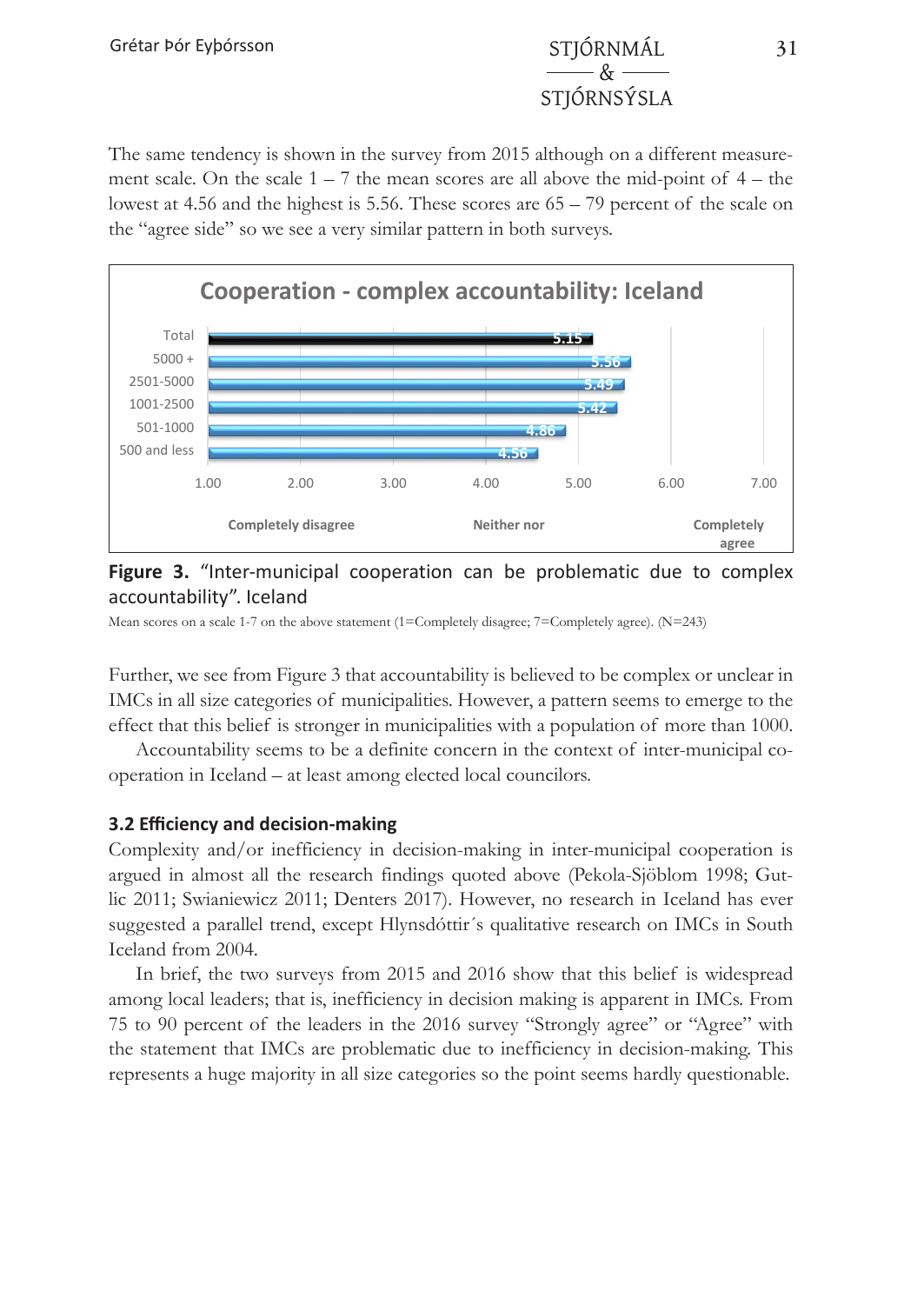The same tendency is shown in the survey from 2015 although on a different measurement scale. On the scale 1 – 7 the mean scores are all above the mid-point of 4 – the lowest at 4.56 and the highest is 5.56. These scores are 65 – 79 percent of the scale on the "agree side" so we see a very similar pattern in both surveys.

**Cooperation - complex accountability: Iceland**

| | Mean |
|---|---|
| Total | 5.15 |
| 5000 + | 5.56 |
| 2501-5000 | 5.49 |
| 1001-2500 | 5.42 |
| 501-1000 | 4.86 |
| 500 and less | 4.56 |

Scale: 1.00 (Completely disagree) – 4.00 (Neither nor) – 7.00 (Completely agree)

**Figure 3.** "Inter-municipal cooperation can be problematic due to complex accountability". Iceland

Mean scores on a scale 1-7 on the above statement (1=Completely disagree; 7=Completely agree). (N=243)

Further, we see from Figure 3 that accountability is believed to be complex or unclear in IMCs in all size categories of municipalities. However, a pattern seems to emerge to the effect that this belief is stronger in municipalities with a population of more than 1000.

Accountability seems to be a definite concern in the context of inter-municipal cooperation in Iceland – at least among elected local councilors.

### 3.2 Efficiency and decision-making

Complexity and/or inefficiency in decision-making in inter-municipal cooperation is argued in almost all the research findings quoted above (Pekola-Sjöblom 1998; Gutlic 2011; Swianiewicz 2011; Denters 2017). However, no research in Iceland has ever suggested a parallel trend, except Hlynsdóttir´s qualitative research on IMCs in South Iceland from 2004.

In brief, the two surveys from 2015 and 2016 show that this belief is widespread among local leaders; that is, inefficiency in decision making is apparent in IMCs. From 75 to 90 percent of the leaders in the 2016 survey "Strongly agree" or "Agree" with the statement that IMCs are problematic due to inefficiency in decision-making. This represents a huge majority in all size categories so the point seems hardly questionable.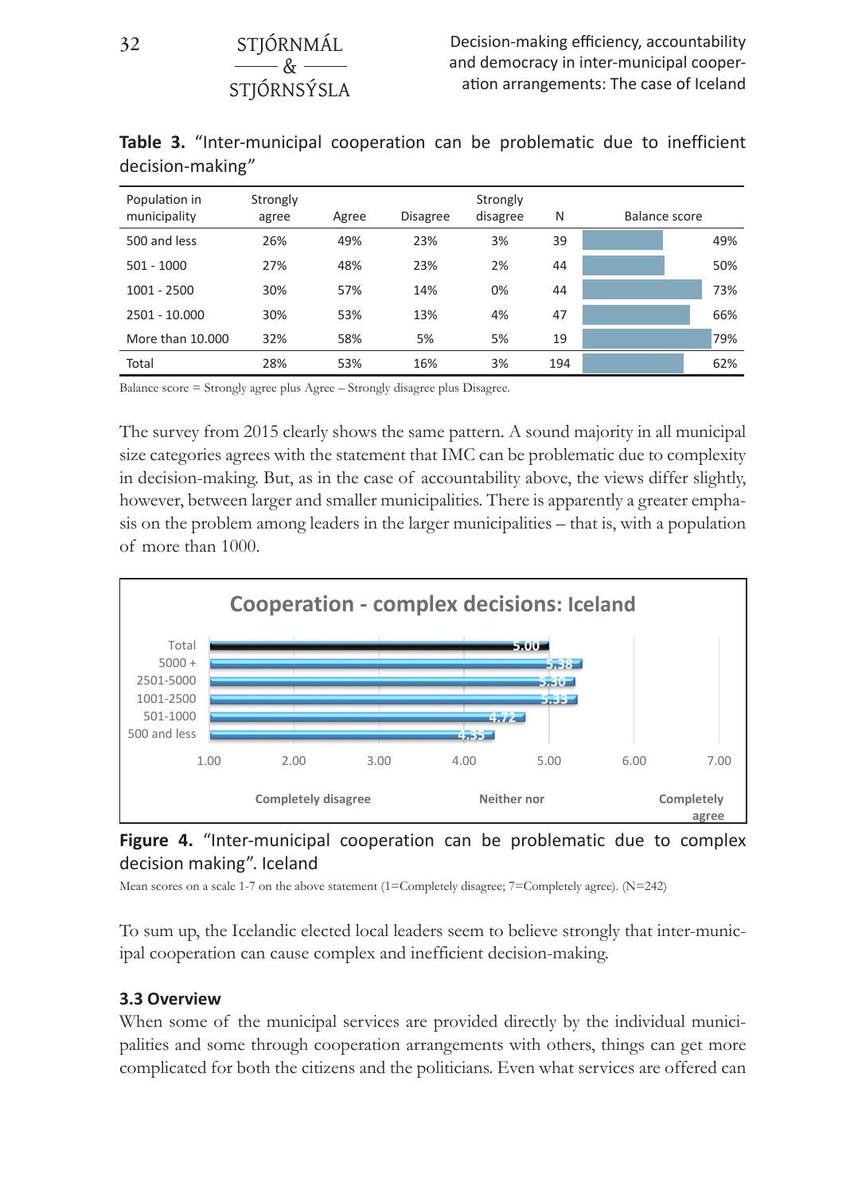**Table 3.** "Inter-municipal cooperation can be problematic due to inefficient decision-making"

| Population in municipality | Strongly agree | Agree | Disagree | Strongly disagree | N | Balance score |
|---|---|---|---|---|---|---|
| 500 and less | 26% | 49% | 23% | 3% | 39 | 49% |
| 501 - 1000 | 27% | 48% | 23% | 2% | 44 | 50% |
| 1001 - 2500 | 30% | 57% | 14% | 0% | 44 | 73% |
| 2501 - 10.000 | 30% | 53% | 13% | 4% | 47 | 66% |
| More than 10.000 | 32% | 58% | 5% | 5% | 19 | 79% |
| Total | 28% | 53% | 16% | 3% | 194 | 62% |

Balance score = Strongly agree plus Agree – Strongly disagree plus Disagree.

The survey from 2015 clearly shows the same pattern. A sound majority in all municipal size categories agrees with the statement that IMC can be problematic due to complexity in decision-making. But, as in the case of accountability above, the views differ slightly, however, between larger and smaller municipalities. There is apparently a greater emphasis on the problem among leaders in the larger municipalities – that is, with a population of more than 1000.

**Cooperation - complex decisions: Iceland**

| Population | Mean score |
|---|---|
| Total | 5.00 |
| 5000 + | 5.38 |
| 2501-5000 | 5.30 |
| 1001-2500 | 5.33 |
| 501-1000 | 4.72 |
| 500 and less | 4.35 |

Scale: 1.00 (Completely disagree) – 4.00 (Neither nor) – 7.00 (Completely agree)

**Figure 4.** "Inter-municipal cooperation can be problematic due to complex decision making". Iceland

Mean scores on a scale 1-7 on the above statement (1=Completely disagree; 7=Completely agree). (N=242)

To sum up, the Icelandic elected local leaders seem to believe strongly that inter-municipal cooperation can cause complex and inefficient decision-making.

### 3.3 Overview

When some of the municipal services are provided directly by the individual municipalities and some through cooperation arrangements with others, things can get more complicated for both the citizens and the politicians. Even what services are offered can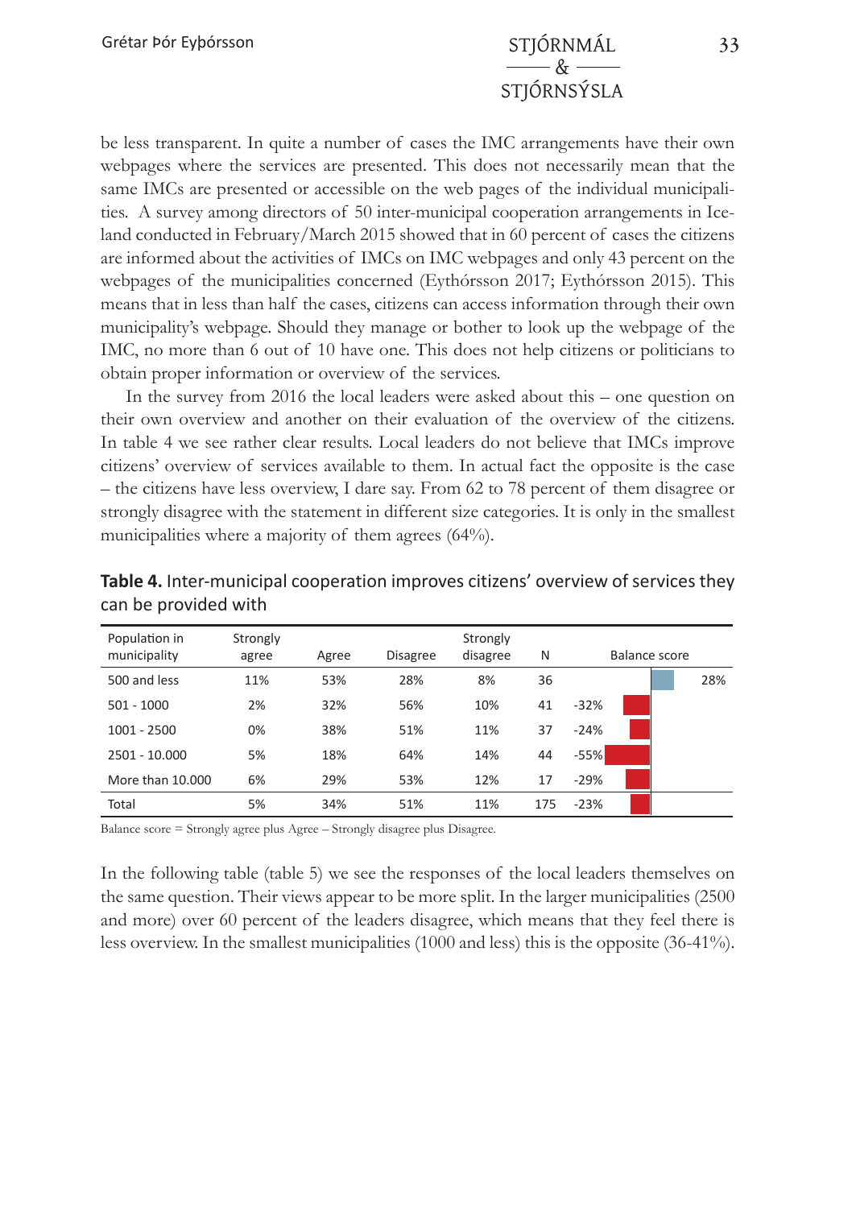be less transparent. In quite a number of cases the IMC arrangements have their own webpages where the services are presented. This does not necessarily mean that the same IMCs are presented or accessible on the web pages of the individual municipalities. A survey among directors of 50 inter-municipal cooperation arrangements in Iceland conducted in February/March 2015 showed that in 60 percent of cases the citizens are informed about the activities of IMCs on IMC webpages and only 43 percent on the webpages of the municipalities concerned (Eythórsson 2017; Eythórsson 2015). This means that in less than half the cases, citizens can access information through their own municipality's webpage. Should they manage or bother to look up the webpage of the IMC, no more than 6 out of 10 have one. This does not help citizens or politicians to obtain proper information or overview of the services.

In the survey from 2016 the local leaders were asked about this – one question on their own overview and another on their evaluation of the overview of the citizens. In table 4 we see rather clear results. Local leaders do not believe that IMCs improve citizens' overview of services available to them. In actual fact the opposite is the case – the citizens have less overview, I dare say. From 62 to 78 percent of them disagree or strongly disagree with the statement in different size categories. It is only in the smallest municipalities where a majority of them agrees (64%).

**Table 4.** Inter-municipal cooperation improves citizens' overview of services they can be provided with

| Population in municipality | Strongly agree | Agree | Disagree | Strongly disagree | N | Balance score |
|---|---|---|---|---|---|---|
| 500 and less | 11% | 53% | 28% | 8% | 36 | 28% |
| 501 - 1000 | 2% | 32% | 56% | 10% | 41 | -32% |
| 1001 - 2500 | 0% | 38% | 51% | 11% | 37 | -24% |
| 2501 - 10.000 | 5% | 18% | 64% | 14% | 44 | -55% |
| More than 10.000 | 6% | 29% | 53% | 12% | 17 | -29% |
| Total | 5% | 34% | 51% | 11% | 175 | -23% |

Balance score = Strongly agree plus Agree – Strongly disagree plus Disagree.

In the following table (table 5) we see the responses of the local leaders themselves on the same question. Their views appear to be more split. In the larger municipalities (2500 and more) over 60 percent of the leaders disagree, which means that they feel there is less overview. In the smallest municipalities (1000 and less) this is the opposite (36-41%).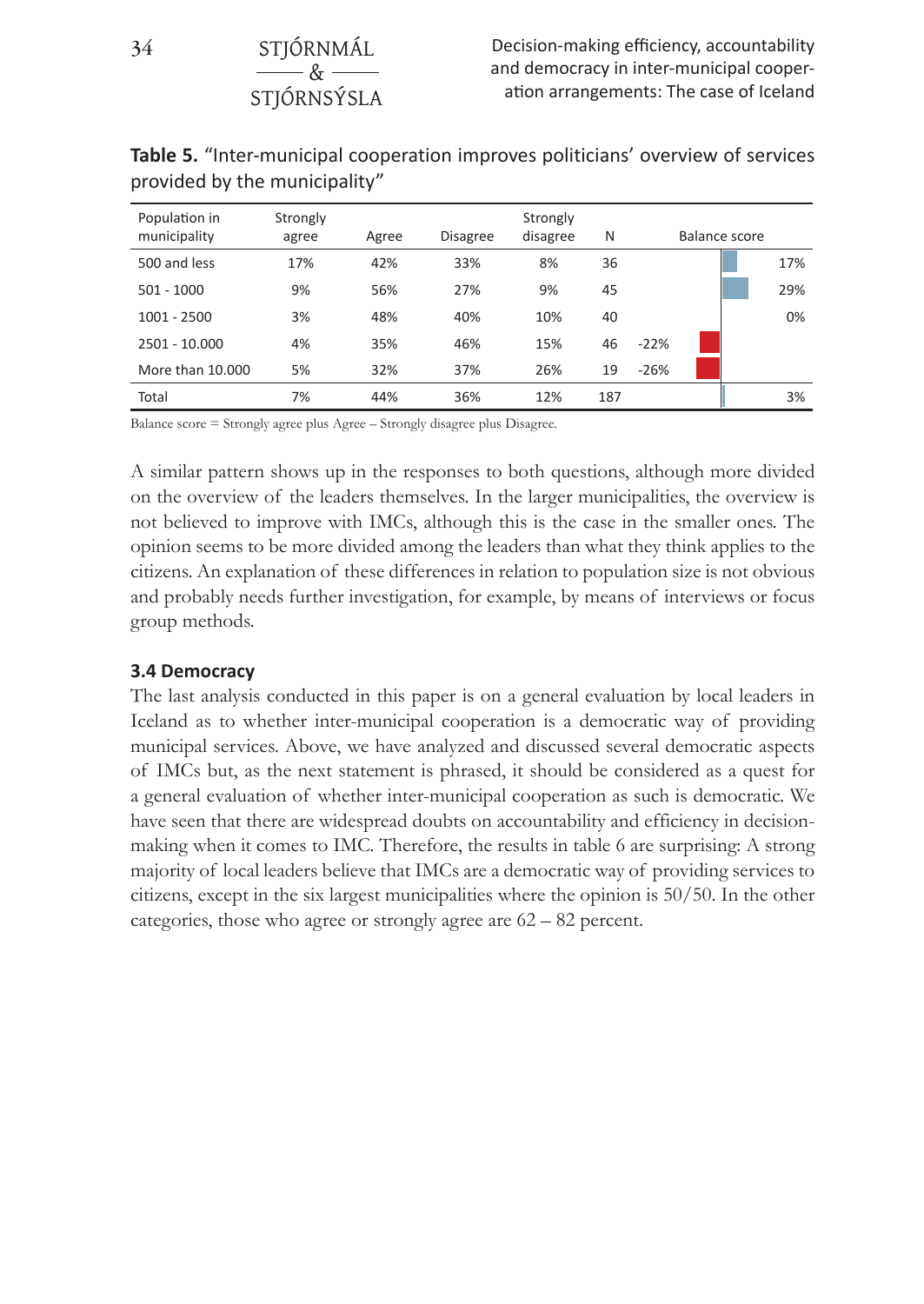**Table 5.** "Inter-municipal cooperation improves politicians' overview of services provided by the municipality"

| Population in municipality | Strongly agree | Agree | Disagree | Strongly disagree | N | Balance score |
|---|---|---|---|---|---|---|
| 500 and less | 17% | 42% | 33% | 8% | 36 | 17% |
| 501 - 1000 | 9% | 56% | 27% | 9% | 45 | 29% |
| 1001 - 2500 | 3% | 48% | 40% | 10% | 40 | 0% |
| 2501 - 10.000 | 4% | 35% | 46% | 15% | 46 | -22% |
| More than 10.000 | 5% | 32% | 37% | 26% | 19 | -26% |
| Total | 7% | 44% | 36% | 12% | 187 | 3% |

Balance score = Strongly agree plus Agree – Strongly disagree plus Disagree.

A similar pattern shows up in the responses to both questions, although more divided on the overview of the leaders themselves. In the larger municipalities, the overview is not believed to improve with IMCs, although this is the case in the smaller ones. The opinion seems to be more divided among the leaders than what they think applies to the citizens. An explanation of these differences in relation to population size is not obvious and probably needs further investigation, for example, by means of interviews or focus group methods.

### 3.4 Democracy

The last analysis conducted in this paper is on a general evaluation by local leaders in Iceland as to whether inter-municipal cooperation is a democratic way of providing municipal services. Above, we have analyzed and discussed several democratic aspects of IMCs but, as the next statement is phrased, it should be considered as a quest for a general evaluation of whether inter-municipal cooperation as such is democratic. We have seen that there are widespread doubts on accountability and efficiency in decision-making when it comes to IMC. Therefore, the results in table 6 are surprising: A strong majority of local leaders believe that IMCs are a democratic way of providing services to citizens, except in the six largest municipalities where the opinion is 50/50. In the other categories, those who agree or strongly agree are 62 – 82 percent.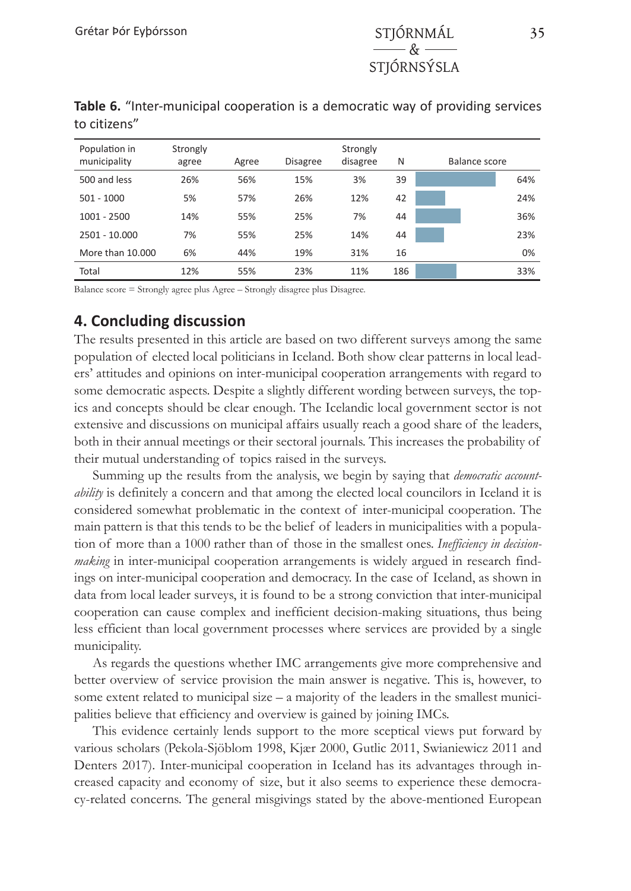**Table 6.** "Inter-municipal cooperation is a democratic way of providing services to citizens"

| Population in municipality | Strongly agree | Agree | Disagree | Strongly disagree | N | Balance score |
|---|---|---|---|---|---|---|
| 500 and less | 26% | 56% | 15% | 3% | 39 | 64% |
| 501 - 1000 | 5% | 57% | 26% | 12% | 42 | 24% |
| 1001 - 2500 | 14% | 55% | 25% | 7% | 44 | 36% |
| 2501 - 10.000 | 7% | 55% | 25% | 14% | 44 | 23% |
| More than 10.000 | 6% | 44% | 19% | 31% | 16 | 0% |
| Total | 12% | 55% | 23% | 11% | 186 | 33% |

Balance score = Strongly agree plus Agree – Strongly disagree plus Disagree.

## 4. Concluding discussion

The results presented in this article are based on two different surveys among the same population of elected local politicians in Iceland. Both show clear patterns in local leaders' attitudes and opinions on inter-municipal cooperation arrangements with regard to some democratic aspects. Despite a slightly different wording between surveys, the topics and concepts should be clear enough. The Icelandic local government sector is not extensive and discussions on municipal affairs usually reach a good share of the leaders, both in their annual meetings or their sectoral journals. This increases the probability of their mutual understanding of topics raised in the surveys.

Summing up the results from the analysis, we begin by saying that *democratic accountability* is definitely a concern and that among the elected local councilors in Iceland it is considered somewhat problematic in the context of inter-municipal cooperation. The main pattern is that this tends to be the belief of leaders in municipalities with a population of more than a 1000 rather than of those in the smallest ones. *Inefficiency in decision-making* in inter-municipal cooperation arrangements is widely argued in research findings on inter-municipal cooperation and democracy. In the case of Iceland, as shown in data from local leader surveys, it is found to be a strong conviction that inter-municipal cooperation can cause complex and inefficient decision-making situations, thus being less efficient than local government processes where services are provided by a single municipality.

As regards the questions whether IMC arrangements give more comprehensive and better overview of service provision the main answer is negative. This is, however, to some extent related to municipal size – a majority of the leaders in the smallest municipalities believe that efficiency and overview is gained by joining IMCs.

This evidence certainly lends support to the more sceptical views put forward by various scholars (Pekola-Sjöblom 1998, Kjær 2000, Gutlic 2011, Swianiewicz 2011 and Denters 2017). Inter-municipal cooperation in Iceland has its advantages through increased capacity and economy of size, but it also seems to experience these democracy-related concerns. The general misgivings stated by the above-mentioned European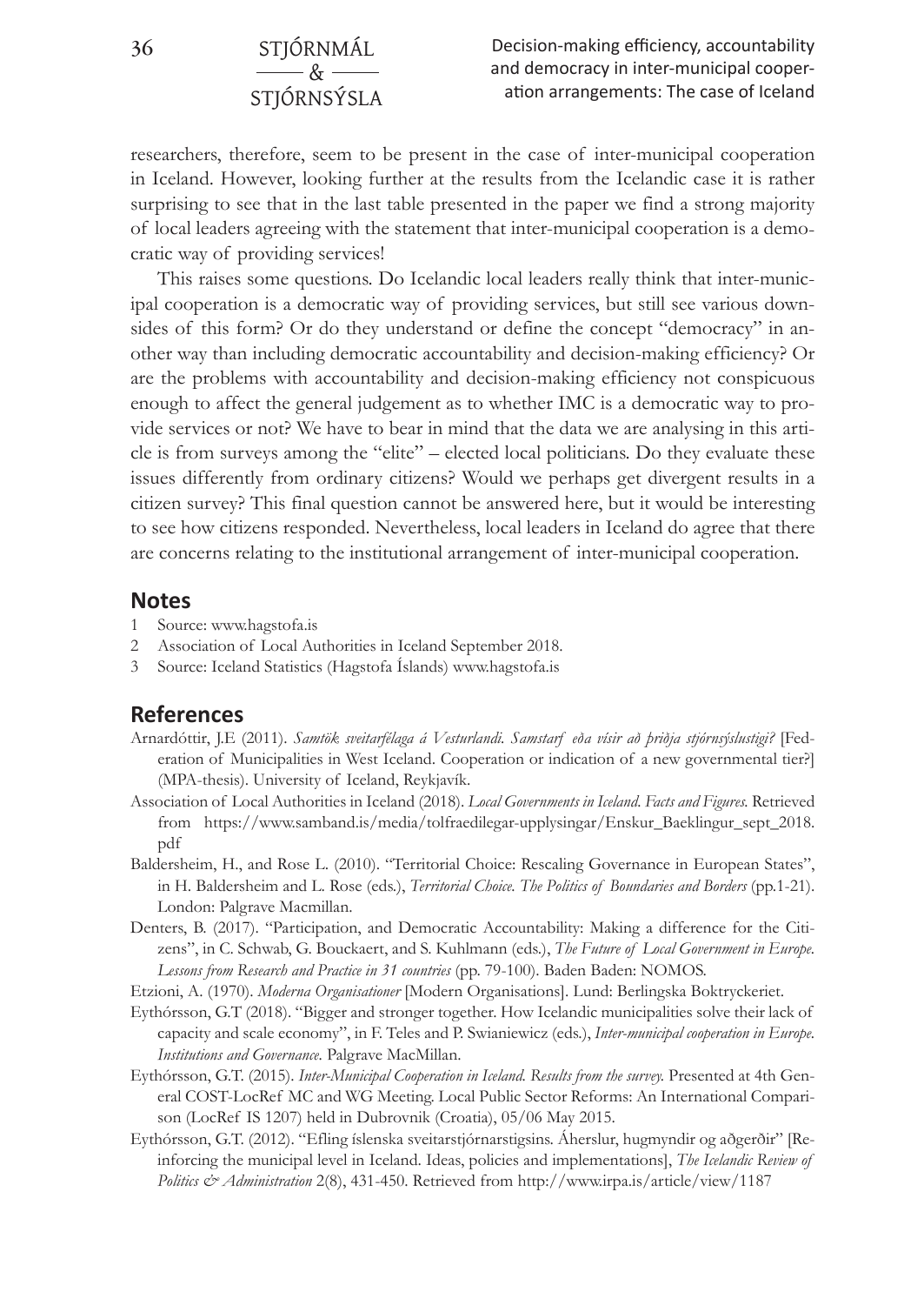researchers, therefore, seem to be present in the case of inter-municipal cooperation in Iceland. However, looking further at the results from the Icelandic case it is rather surprising to see that in the last table presented in the paper we find a strong majority of local leaders agreeing with the statement that inter-municipal cooperation is a democratic way of providing services!

This raises some questions. Do Icelandic local leaders really think that inter-municipal cooperation is a democratic way of providing services, but still see various downsides of this form? Or do they understand or define the concept "democracy" in another way than including democratic accountability and decision-making efficiency? Or are the problems with accountability and decision-making efficiency not conspicuous enough to affect the general judgement as to whether IMC is a democratic way to provide services or not? We have to bear in mind that the data we are analysing in this article is from surveys among the "elite" – elected local politicians. Do they evaluate these issues differently from ordinary citizens? Would we perhaps get divergent results in a citizen survey? This final question cannot be answered here, but it would be interesting to see how citizens responded. Nevertheless, local leaders in Iceland do agree that there are concerns relating to the institutional arrangement of inter-municipal cooperation.

## Notes

1 Source: www.hagstofa.is
2 Association of Local Authorities in Iceland September 2018.
3 Source: Iceland Statistics (Hagstofa Íslands) www.hagstofa.is

## References

Arnardóttir, J.E (2011). *Samtök sveitarfélaga á Vesturlandi. Samstarf eða vísir að þriðja stjórnsýslustigi?* [Federation of Municipalities in West Iceland. Cooperation or indication of a new governmental tier?] (MPA-thesis). University of Iceland, Reykjavík.

Association of Local Authorities in Iceland (2018). *Local Governments in Iceland. Facts and Figures.* Retrieved from https://www.samband.is/media/tolfraedilegar-upplysingar/Enskur_Baeklingur_sept_2018.pdf

Baldersheim, H., and Rose L. (2010). "Territorial Choice: Rescaling Governance in European States", in H. Baldersheim and L. Rose (eds.), *Territorial Choice. The Politics of Boundaries and Borders* (pp.1-21). London: Palgrave Macmillan.

Denters, B. (2017). "Participation, and Democratic Accountability: Making a difference for the Citizens", in C. Schwab, G. Bouckaert, and S. Kuhlmann (eds.), *The Future of Local Government in Europe. Lessons from Research and Practice in 31 countries* (pp. 79-100). Baden Baden: NOMOS.

Etzioni, A. (1970). *Moderna Organisationer* [Modern Organisations]. Lund: Berlingska Boktryckeriet.

Eythórsson, G.T (2018). "Bigger and stronger together. How Icelandic municipalities solve their lack of capacity and scale economy", in F. Teles and P. Swianiewicz (eds.), *Inter-municipal cooperation in Europe. Institutions and Governance.* Palgrave MacMillan.

Eythórsson, G.T. (2015). *Inter-Municipal Cooperation in Iceland. Results from the survey.* Presented at 4th General COST-LocRef MC and WG Meeting. Local Public Sector Reforms: An International Comparison (LocRef IS 1207) held in Dubrovnik (Croatia), 05/06 May 2015.

Eythórsson, G.T. (2012). "Efling íslenska sveitarstjórnarstigsins. Áherslur, hugmyndir og aðgerðir" [Reinforcing the municipal level in Iceland. Ideas, policies and implementations], *The Icelandic Review of Politics & Administration* 2(8), 431-450. Retrieved from http://www.irpa.is/article/view/1187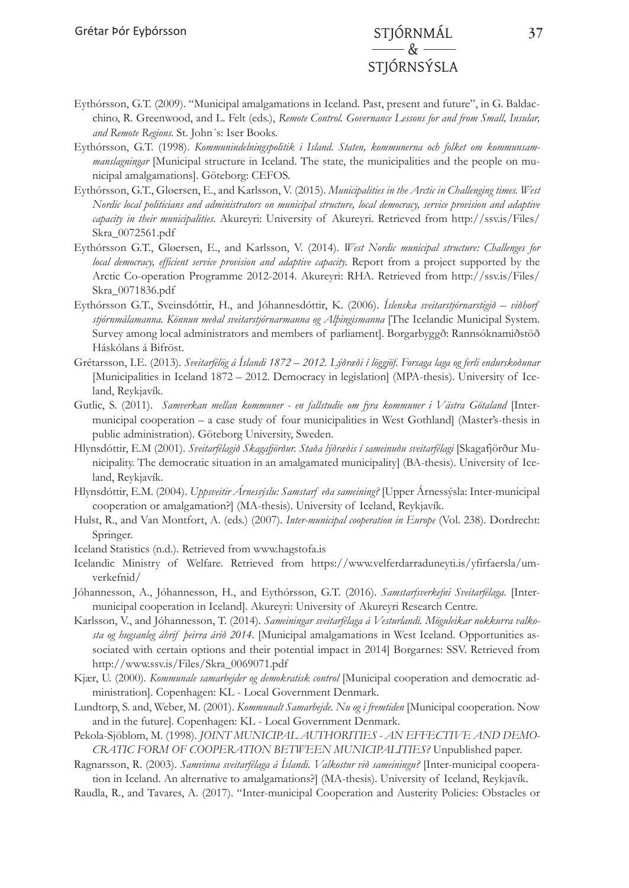Eythórsson, G.T. (2009). "Municipal amalgamations in Iceland. Past, present and future", in G. Baldacchino, R. Greenwood, and L. Felt (eds.), *Remote Control. Governance Lessons for and from Small, Insular, and Remote Regions.* St. John´s: Iser Books.

Eythórsson, G.T. (1998). *Kommunindelningspolitik i Island. Staten, kommunerna och folket om kommunsammanslagningar* [Municipal structure in Iceland. The state, the municipalities and the people on municipal amalgamations]. Göteborg: CEFOS.

Eythórsson, G.T., Gløersen, E., and Karlsson, V. (2015). *Municipalities in the Arctic in Challenging times. West Nordic local politicians and administrators on municipal structure, local democracy, service provision and adaptive capacity in their municipalities*. Akureyri: University of Akureyri. Retrieved from http://ssv.is/Files/Skra_0072561.pdf

Eythórsson G.T., Gløersen, E., and Karlsson, V. (2014). *West Nordic municipal structure: Challenges for local democracy, efficient service provision and adaptive capacity.* Report from a project supported by the Arctic Co-operation Programme 2012-2014. Akureyri: RHA. Retrieved from http://ssv.is/Files/Skra_0071836.pdf

Eythórsson G.T., Sveinsdóttir, H., and Jóhannesdóttir, K. (2006). *Íslenska sveitarstjórnarstigið – viðhorf stjórnmálamanna. Könnun meðal sveitarstjórnarmanna og Alþingismanna* [The Icelandic Municipal System. Survey among local administrators and members of parliament]. Borgarbyggð: Rannsóknamiðstöð Háskólans á Bifröst.

Grétarsson, I.E. (2013). *Sveitarfélög á Íslandi 1872 – 2012. Lýðræði í löggjöf. Forsaga laga og ferli endurskoðunar* [Municipalities in Iceland 1872 – 2012. Democracy in legislation] (MPA-thesis). University of Iceland, Reykjavík.

Gutlic, S. (2011). *Samverkan mellan kommuner - en fallstudie om fyra kommuner i Västra Götaland* [Inter-municipal cooperation – a case study of four municipalities in West Gothland] (Master's-thesis in public administration). Göteborg University, Sweden.

Hlynsdóttir, E.M (2001). *Sveitarfélagið Skagafjörður. Staða lýðræðis í sameinuðu sveitarfélagi* [Skagafjörður Municipality. The democratic situation in an amalgamated municipality] (BA-thesis). University of Iceland, Reykjavík.

Hlynsdóttir, E.M. (2004). *Uppsveitir Árnessýslu: Samstarf eða sameining?* [Upper Árnessýsla: Inter-municipal cooperation or amalgamation?] (MA-thesis). University of Iceland, Reykjavík.

Hulst, R., and Van Montfort, A. (eds.) (2007). *Inter-municipal cooperation in Europe* (Vol. 238). Dordrecht: Springer.

Iceland Statistics (n.d.). Retrieved from www.hagstofa.is

Icelandic Ministry of Welfare. Retrieved from https://www.velferdarraduneyti.is/yfirfaersla/umverkefnid/

Jóhannesson, A., Jóhannesson, H., and Eythórsson, G.T. (2016). *Samstarfsverkefni Sveitarfélaga*. [Inter-municipal cooperation in Iceland]. Akureyri: University of Akureyri Research Centre.

Karlsson, V., and Jóhannesson, T. (2014). *Sameiningar sveitarfélaga á Vesturlandi. Möguleikar nokkurra valkosta og hugsanleg áhrif þeirra árið 2014*. [Municipal amalgamations in West Iceland. Opportunities associated with certain options and their potential impact in 2014] Borgarnes: SSV. Retrieved from http://www.ssv.is/Files/Skra_0069071.pdf

Kjær, U. (2000). *Kommunale samarbejder og demokratisk control* [Municipal cooperation and democratic administration]. Copenhagen: KL - Local Government Denmark.

Lundtorp, S. and, Weber, M. (2001). *Kommunalt Samarbejde. Nu og i fremtiden* [Municipal cooperation. Now and in the future]. Copenhagen: KL - Local Government Denmark.

Pekola-Sjöblom, M. (1998). *JOINT MUNICIPAL AUTHORITIES - AN EFFECTIVE AND DEMOCRATIC FORM OF COOPERATION BETWEEN MUNICIPALITIES?* Unpublished paper.

Ragnarsson, R. (2003). *Samvinna sveitarfélaga á Íslandi. Valkostur við sameiningu?* [Inter-municipal cooperation in Iceland. An alternative to amalgamations?] (MA-thesis). University of Iceland, Reykjavík.

Raudla, R., and Tavares, A. (2017). "Inter-municipal Cooperation and Austerity Policies: Obstacles or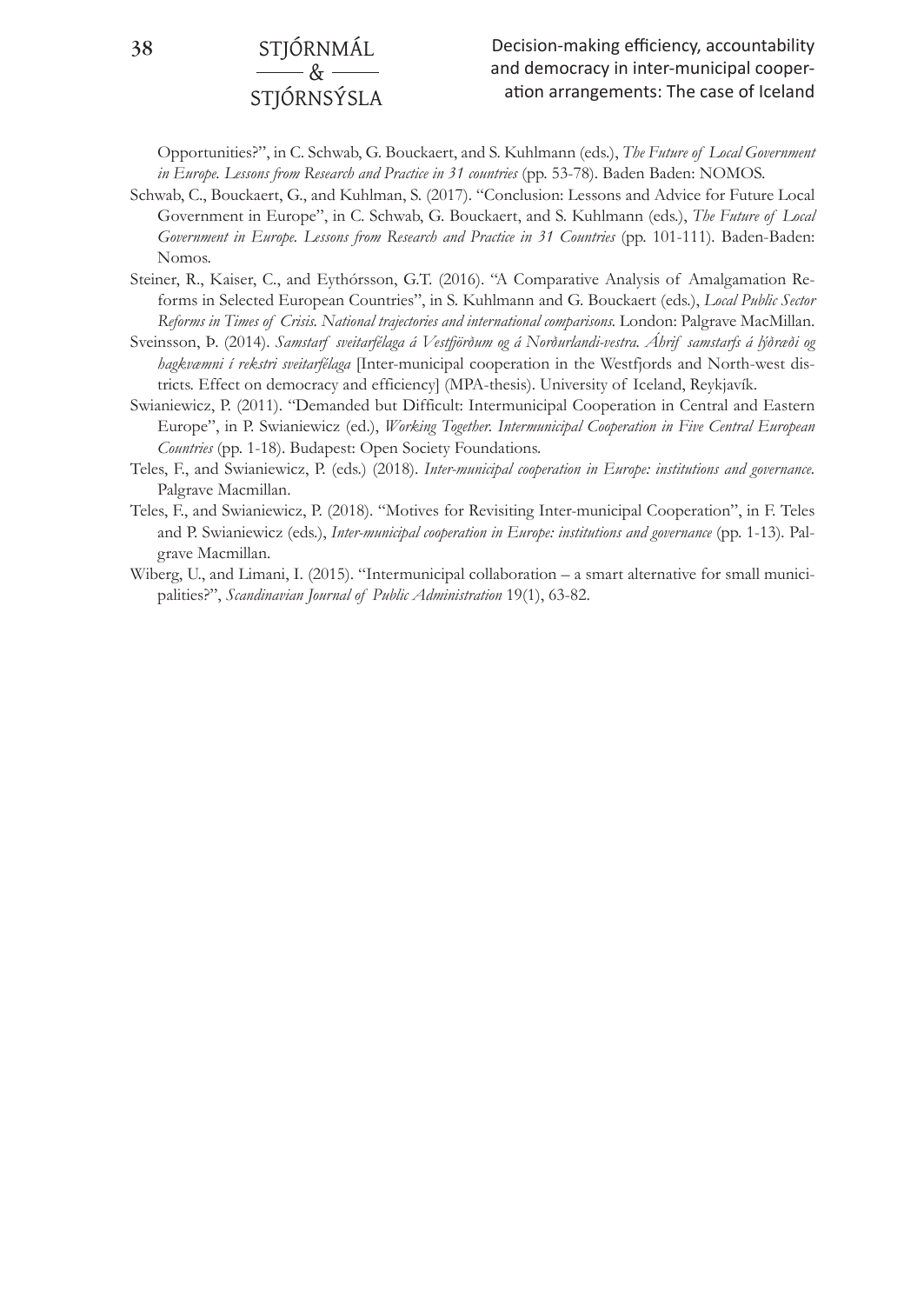Opportunities?", in C. Schwab, G. Bouckaert, and S. Kuhlmann (eds.), *The Future of Local Government in Europe. Lessons from Research and Practice in 31 countries* (pp. 53-78). Baden Baden: NOMOS.

Schwab, C., Bouckaert, G., and Kuhlman, S. (2017). "Conclusion: Lessons and Advice for Future Local Government in Europe", in C. Schwab, G. Bouckaert, and S. Kuhlmann (eds.), *The Future of Local Government in Europe. Lessons from Research and Practice in 31 Countries* (pp. 101-111). Baden-Baden: Nomos.

Steiner, R., Kaiser, C., and Eythórsson, G.T. (2016). "A Comparative Analysis of Amalgamation Reforms in Selected European Countries", in S. Kuhlmann and G. Bouckaert (eds.), *Local Public Sector Reforms in Times of Crisis. National trajectories and international comparisons.* London: Palgrave MacMillan.

Sveinsson, Þ. (2014). *Samstarf sveitarfélaga á Vestfjörðum og á Norðurlandi-vestra. Áhrif samstarfs á lýðræði og hagkvæmni í rekstri sveitarfélaga* [Inter-municipal cooperation in the Westfjords and North-west districts. Effect on democracy and efficiency] (MPA-thesis). University of Iceland, Reykjavík.

Swianiewicz, P. (2011). "Demanded but Difficult: Intermunicipal Cooperation in Central and Eastern Europe", in P. Swianiewicz (ed.), *Working Together. Intermunicipal Cooperation in Five Central European Countries* (pp. 1-18). Budapest: Open Society Foundations.

Teles, F., and Swianiewicz, P. (eds.) (2018). *Inter-municipal cooperation in Europe: institutions and governance.* Palgrave Macmillan.

Teles, F., and Swianiewicz, P. (2018). "Motives for Revisiting Inter-municipal Cooperation", in F. Teles and P. Swianiewicz (eds.), *Inter-municipal cooperation in Europe: institutions and governance* (pp. 1-13). Palgrave Macmillan.

Wiberg, U., and Limani, I. (2015). "Intermunicipal collaboration – a smart alternative for small municipalities?", *Scandinavian Journal of Public Administration* 19(1), 63-82.